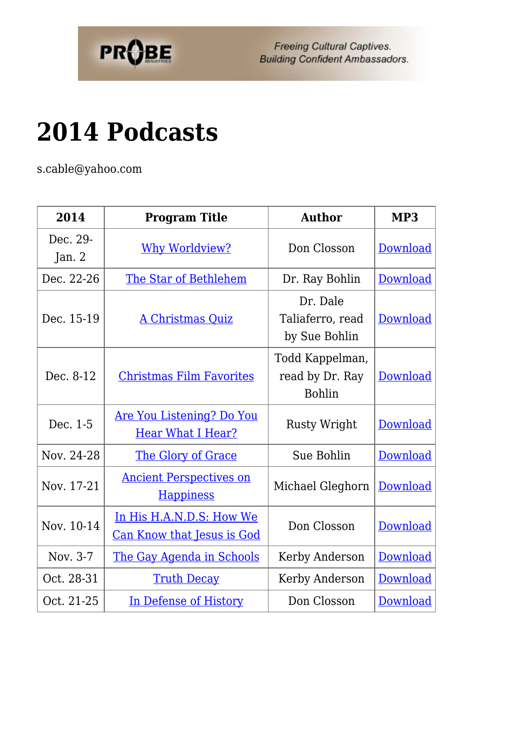# 2014 Podcasts

s.cable@yahoo.com

| 2014 | Program Title | Author | MP3 |
|---|---|---|---|
| Dec. 29-Jan. 2 | Why Worldview? | Don Closson | Download |
| Dec. 22-26 | The Star of Bethlehem | Dr. Ray Bohlin | Download |
| Dec. 15-19 | A Christmas Quiz | Dr. Dale Taliaferro, read by Sue Bohlin | Download |
| Dec. 8-12 | Christmas Film Favorites | Todd Kappelman, read by Dr. Ray Bohlin | Download |
| Dec. 1-5 | Are You Listening? Do You Hear What I Hear? | Rusty Wright | Download |
| Nov. 24-28 | The Glory of Grace | Sue Bohlin | Download |
| Nov. 17-21 | Ancient Perspectives on Happiness | Michael Gleghorn | Download |
| Nov. 10-14 | In His H.A.N.D.S: How We Can Know that Jesus is God | Don Closson | Download |
| Nov. 3-7 | The Gay Agenda in Schools | Kerby Anderson | Download |
| Oct. 28-31 | Truth Decay | Kerby Anderson | Download |
| Oct. 21-25 | In Defense of History | Don Closson | Download |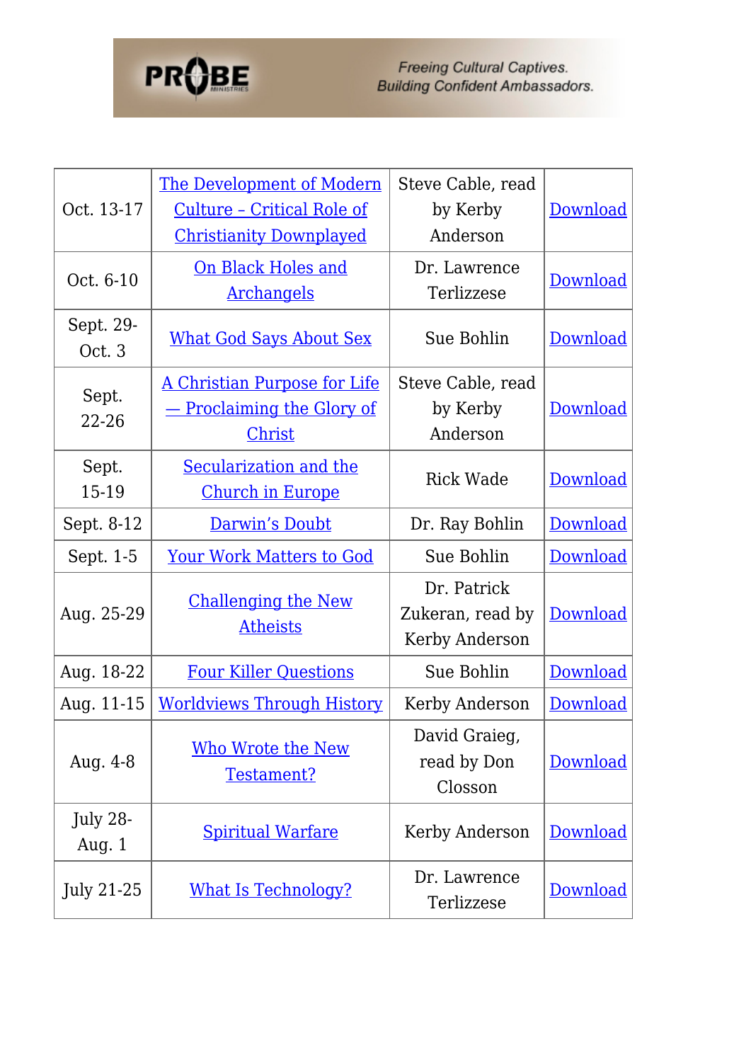| Oct. 13-17 | The Development of Modern Culture – Critical Role of Christianity Downplayed | Steve Cable, read by Kerby Anderson | Download |
|---|---|---|---|
| Oct. 6-10 | On Black Holes and Archangels | Dr. Lawrence Terlizzese | Download |
| Sept. 29-Oct. 3 | What God Says About Sex | Sue Bohlin | Download |
| Sept. 22-26 | A Christian Purpose for Life — Proclaiming the Glory of Christ | Steve Cable, read by Kerby Anderson | Download |
| Sept. 15-19 | Secularization and the Church in Europe | Rick Wade | Download |
| Sept. 8-12 | Darwin's Doubt | Dr. Ray Bohlin | Download |
| Sept. 1-5 | Your Work Matters to God | Sue Bohlin | Download |
| Aug. 25-29 | Challenging the New Atheists | Dr. Patrick Zukeran, read by Kerby Anderson | Download |
| Aug. 18-22 | Four Killer Questions | Sue Bohlin | Download |
| Aug. 11-15 | Worldviews Through History | Kerby Anderson | Download |
| Aug. 4-8 | Who Wrote the New Testament? | David Graieg, read by Don Closson | Download |
| July 28-Aug. 1 | Spiritual Warfare | Kerby Anderson | Download |
| July 21-25 | What Is Technology? | Dr. Lawrence Terlizzese | Download |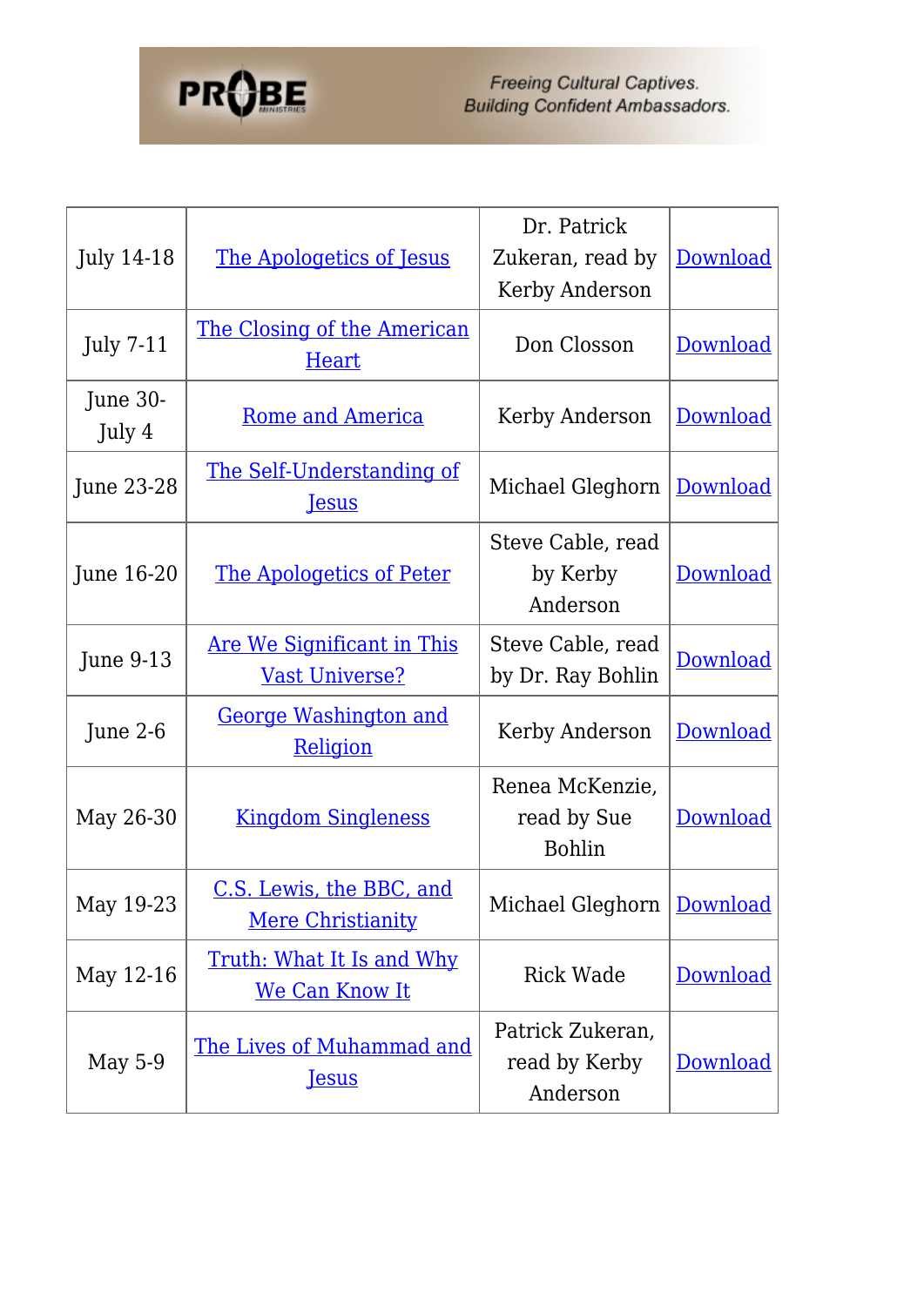| July 14-18 | The Apologetics of Jesus | Dr. Patrick Zukeran, read by Kerby Anderson | Download |
|---|---|---|---|
| July 7-11 | The Closing of the American Heart | Don Closson | Download |
| June 30-July 4 | Rome and America | Kerby Anderson | Download |
| June 23-28 | The Self-Understanding of Jesus | Michael Gleghorn | Download |
| June 16-20 | The Apologetics of Peter | Steve Cable, read by Kerby Anderson | Download |
| June 9-13 | Are We Significant in This Vast Universe? | Steve Cable, read by Dr. Ray Bohlin | Download |
| June 2-6 | George Washington and Religion | Kerby Anderson | Download |
| May 26-30 | Kingdom Singleness | Renea McKenzie, read by Sue Bohlin | Download |
| May 19-23 | C.S. Lewis, the BBC, and Mere Christianity | Michael Gleghorn | Download |
| May 12-16 | Truth: What It Is and Why We Can Know It | Rick Wade | Download |
| May 5-9 | The Lives of Muhammad and Jesus | Patrick Zukeran, read by Kerby Anderson | Download |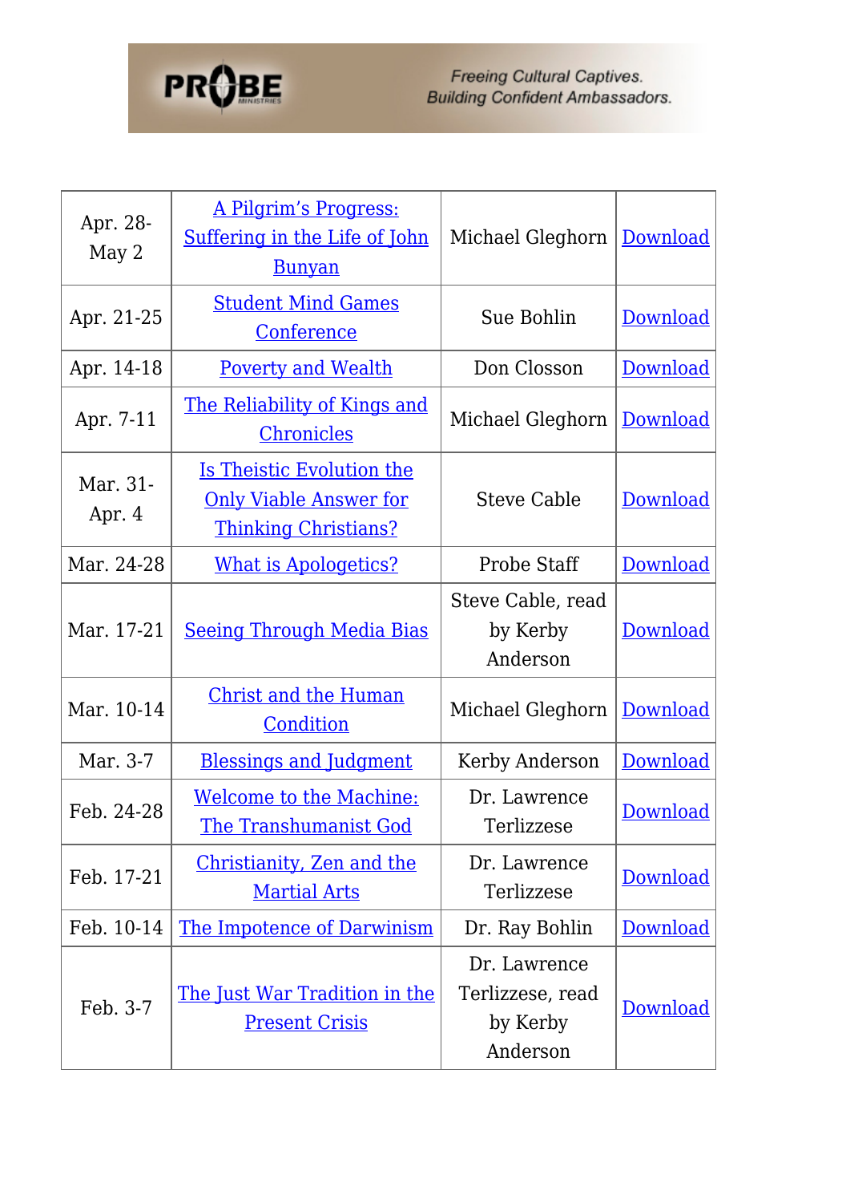| Apr. 28-May 2 | A Pilgrim's Progress: Suffering in the Life of John Bunyan | Michael Gleghorn | Download |
|---|---|---|---|
| Apr. 21-25 | Student Mind Games Conference | Sue Bohlin | Download |
| Apr. 14-18 | Poverty and Wealth | Don Closson | Download |
| Apr. 7-11 | The Reliability of Kings and Chronicles | Michael Gleghorn | Download |
| Mar. 31-Apr. 4 | Is Theistic Evolution the Only Viable Answer for Thinking Christians? | Steve Cable | Download |
| Mar. 24-28 | What is Apologetics? | Probe Staff | Download |
| Mar. 17-21 | Seeing Through Media Bias | Steve Cable, read by Kerby Anderson | Download |
| Mar. 10-14 | Christ and the Human Condition | Michael Gleghorn | Download |
| Mar. 3-7 | Blessings and Judgment | Kerby Anderson | Download |
| Feb. 24-28 | Welcome to the Machine: The Transhumanist God | Dr. Lawrence Terlizzese | Download |
| Feb. 17-21 | Christianity, Zen and the Martial Arts | Dr. Lawrence Terlizzese | Download |
| Feb. 10-14 | The Impotence of Darwinism | Dr. Ray Bohlin | Download |
| Feb. 3-7 | The Just War Tradition in the Present Crisis | Dr. Lawrence Terlizzese, read by Kerby Anderson | Download |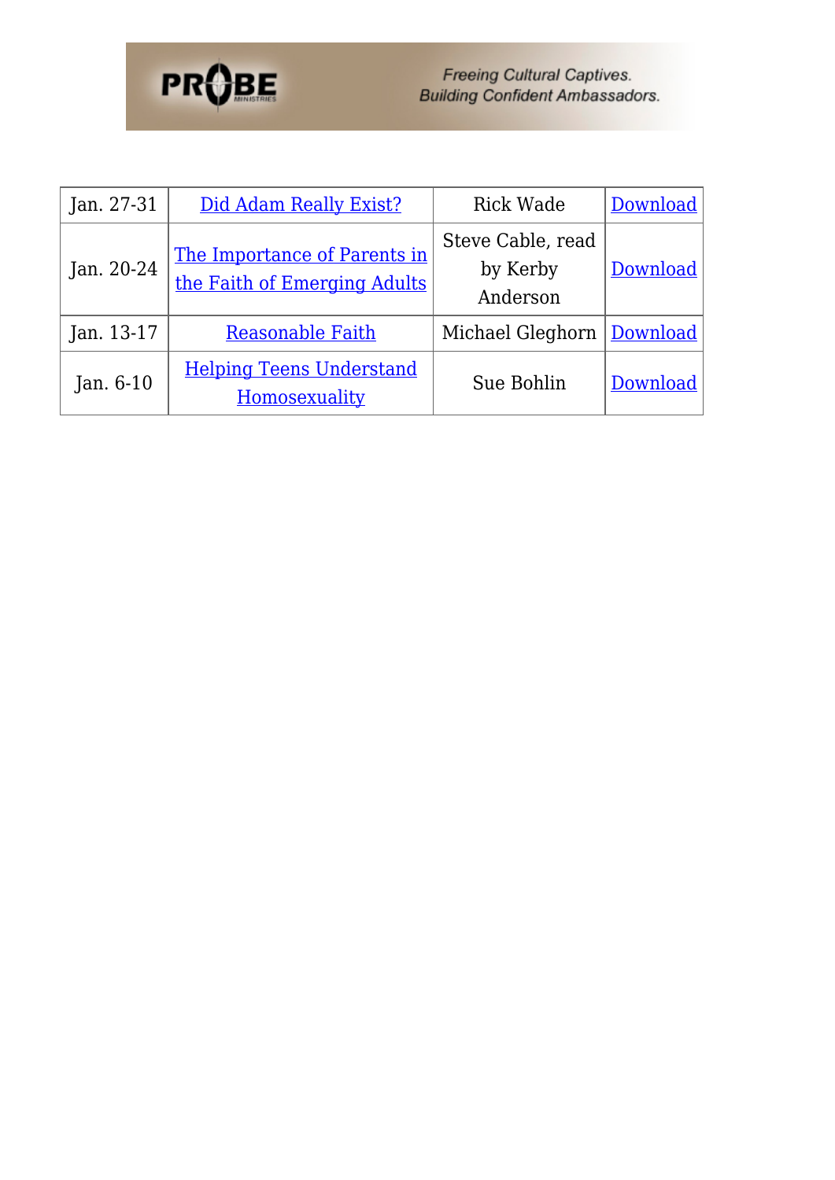| | | | |
|---|---|---|---|
| Jan. 27-31 | Did Adam Really Exist? | Rick Wade | Download |
| Jan. 20-24 | The Importance of Parents in the Faith of Emerging Adults | Steve Cable, read by Kerby Anderson | Download |
| Jan. 13-17 | Reasonable Faith | Michael Gleghorn | Download |
| Jan. 6-10 | Helping Teens Understand Homosexuality | Sue Bohlin | Download |